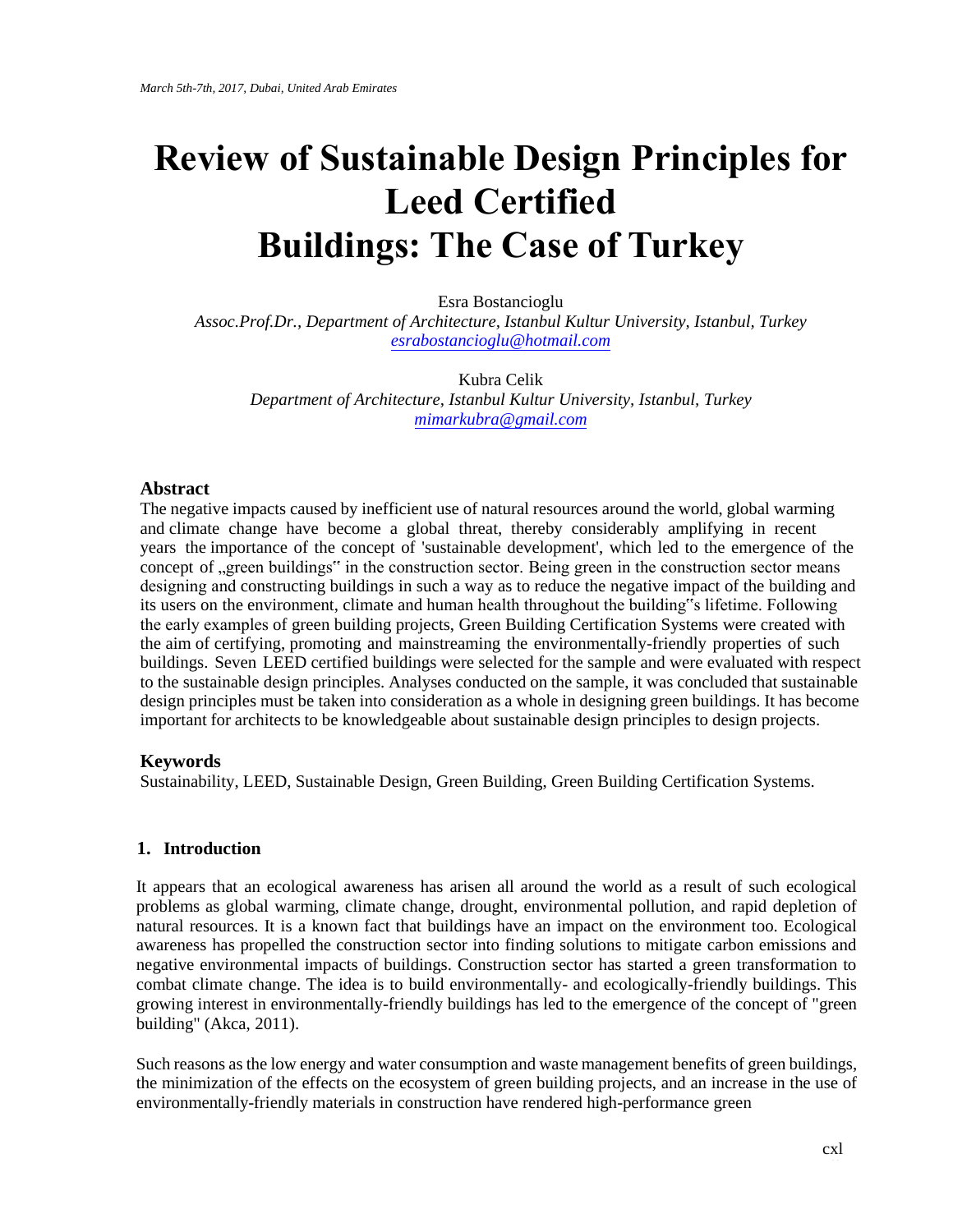# Review of Sustainable Design Principles for Leed Certified Buildings: The Case of Turkey

Esra Bostancioglu

*Assoc.Prof.Dr., Department of Architecture, Istanbul Kultur University, Istanbul, Turkey*
esrabostancioglu@hotmail.com

Kubra Celik

*Department of Architecture, Istanbul Kultur University, Istanbul, Turkey*
mimarkubra@gmail.com

### Abstract

The negative impacts caused by inefficient use of natural resources around the world, global warming and climate change have become a global threat, thereby considerably amplifying in recent years the importance of the concept of 'sustainable development', which led to the emergence of the concept of „green buildings" in the construction sector. Being green in the construction sector means designing and constructing buildings in such a way as to reduce the negative impact of the building and its users on the environment, climate and human health throughout the building"s lifetime. Following the early examples of green building projects, Green Building Certification Systems were created with the aim of certifying, promoting and mainstreaming the environmentally-friendly properties of such buildings. Seven LEED certified buildings were selected for the sample and were evaluated with respect to the sustainable design principles. Analyses conducted on the sample, it was concluded that sustainable design principles must be taken into consideration as a whole in designing green buildings. It has become important for architects to be knowledgeable about sustainable design principles to design projects.

### Keywords

Sustainability, LEED, Sustainable Design, Green Building, Green Building Certification Systems.

## 1. Introduction

It appears that an ecological awareness has arisen all around the world as a result of such ecological problems as global warming, climate change, drought, environmental pollution, and rapid depletion of natural resources. It is a known fact that buildings have an impact on the environment too. Ecological awareness has propelled the construction sector into finding solutions to mitigate carbon emissions and negative environmental impacts of buildings. Construction sector has started a green transformation to combat climate change. The idea is to build environmentally- and ecologically-friendly buildings. This growing interest in environmentally-friendly buildings has led to the emergence of the concept of "green building" (Akca, 2011).

Such reasons as the low energy and water consumption and waste management benefits of green buildings, the minimization of the effects on the ecosystem of green building projects, and an increase in the use of environmentally-friendly materials in construction have rendered high-performance green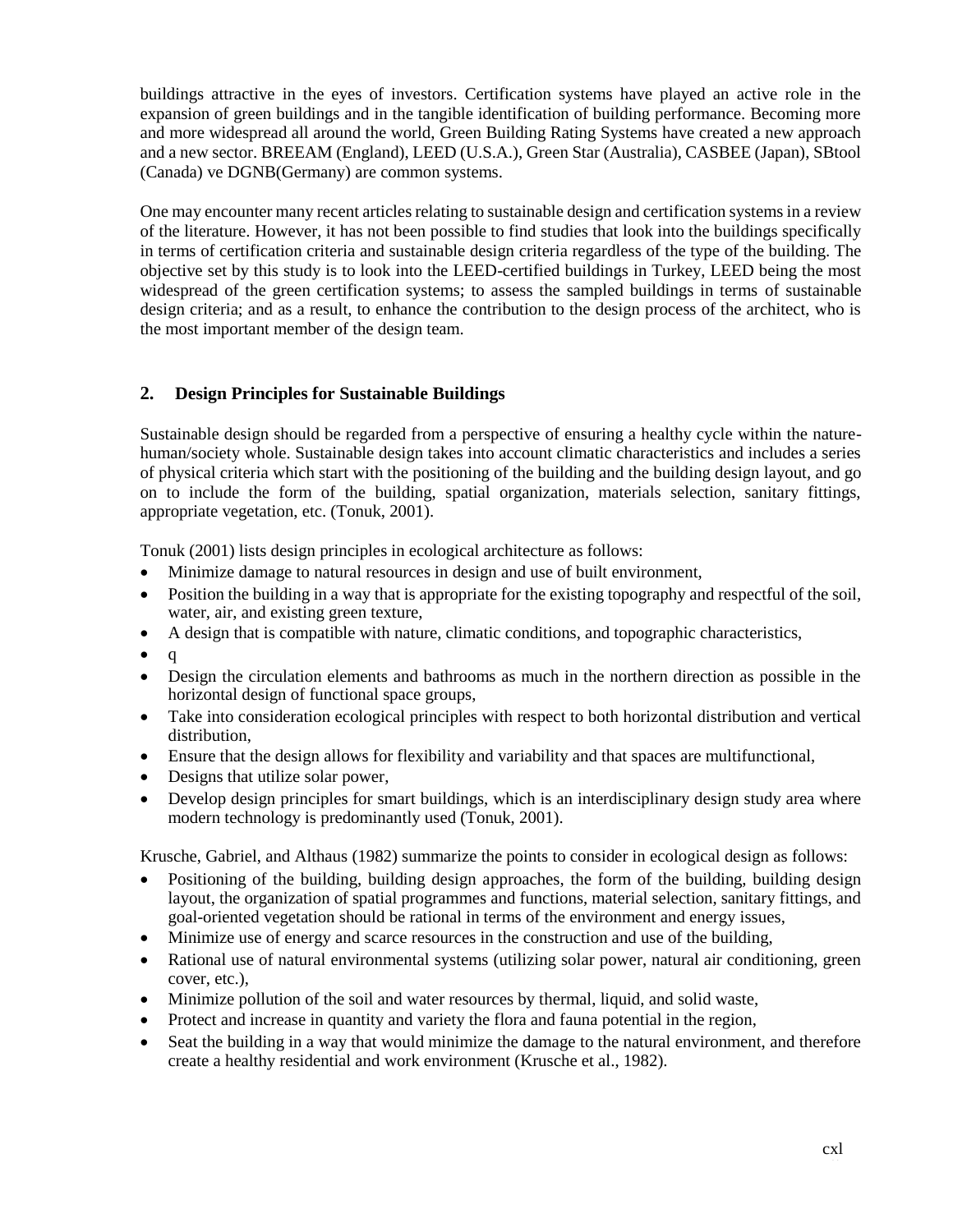buildings attractive in the eyes of investors. Certification systems have played an active role in the expansion of green buildings and in the tangible identification of building performance. Becoming more and more widespread all around the world, Green Building Rating Systems have created a new approach and a new sector. BREEAM (England), LEED (U.S.A.), Green Star (Australia), CASBEE (Japan), SBtool (Canada) ve DGNB(Germany) are common systems.

One may encounter many recent articles relating to sustainable design and certification systems in a review of the literature. However, it has not been possible to find studies that look into the buildings specifically in terms of certification criteria and sustainable design criteria regardless of the type of the building. The objective set by this study is to look into the LEED-certified buildings in Turkey, LEED being the most widespread of the green certification systems; to assess the sampled buildings in terms of sustainable design criteria; and as a result, to enhance the contribution to the design process of the architect, who is the most important member of the design team.

## 2. Design Principles for Sustainable Buildings

Sustainable design should be regarded from a perspective of ensuring a healthy cycle within the nature-human/society whole. Sustainable design takes into account climatic characteristics and includes a series of physical criteria which start with the positioning of the building and the building design layout, and go on to include the form of the building, spatial organization, materials selection, sanitary fittings, appropriate vegetation, etc. (Tonuk, 2001).

Tonuk (2001) lists design principles in ecological architecture as follows:

- Minimize damage to natural resources in design and use of built environment,
- Position the building in a way that is appropriate for the existing topography and respectful of the soil, water, air, and existing green texture,
- A design that is compatible with nature, climatic conditions, and topographic characteristics,
- q
- Design the circulation elements and bathrooms as much in the northern direction as possible in the horizontal design of functional space groups,
- Take into consideration ecological principles with respect to both horizontal distribution and vertical distribution,
- Ensure that the design allows for flexibility and variability and that spaces are multifunctional,
- Designs that utilize solar power,
- Develop design principles for smart buildings, which is an interdisciplinary design study area where modern technology is predominantly used (Tonuk, 2001).

Krusche, Gabriel, and Althaus (1982) summarize the points to consider in ecological design as follows:

- Positioning of the building, building design approaches, the form of the building, building design layout, the organization of spatial programmes and functions, material selection, sanitary fittings, and goal-oriented vegetation should be rational in terms of the environment and energy issues,
- Minimize use of energy and scarce resources in the construction and use of the building,
- Rational use of natural environmental systems (utilizing solar power, natural air conditioning, green cover, etc.),
- Minimize pollution of the soil and water resources by thermal, liquid, and solid waste,
- Protect and increase in quantity and variety the flora and fauna potential in the region,
- Seat the building in a way that would minimize the damage to the natural environment, and therefore create a healthy residential and work environment (Krusche et al., 1982).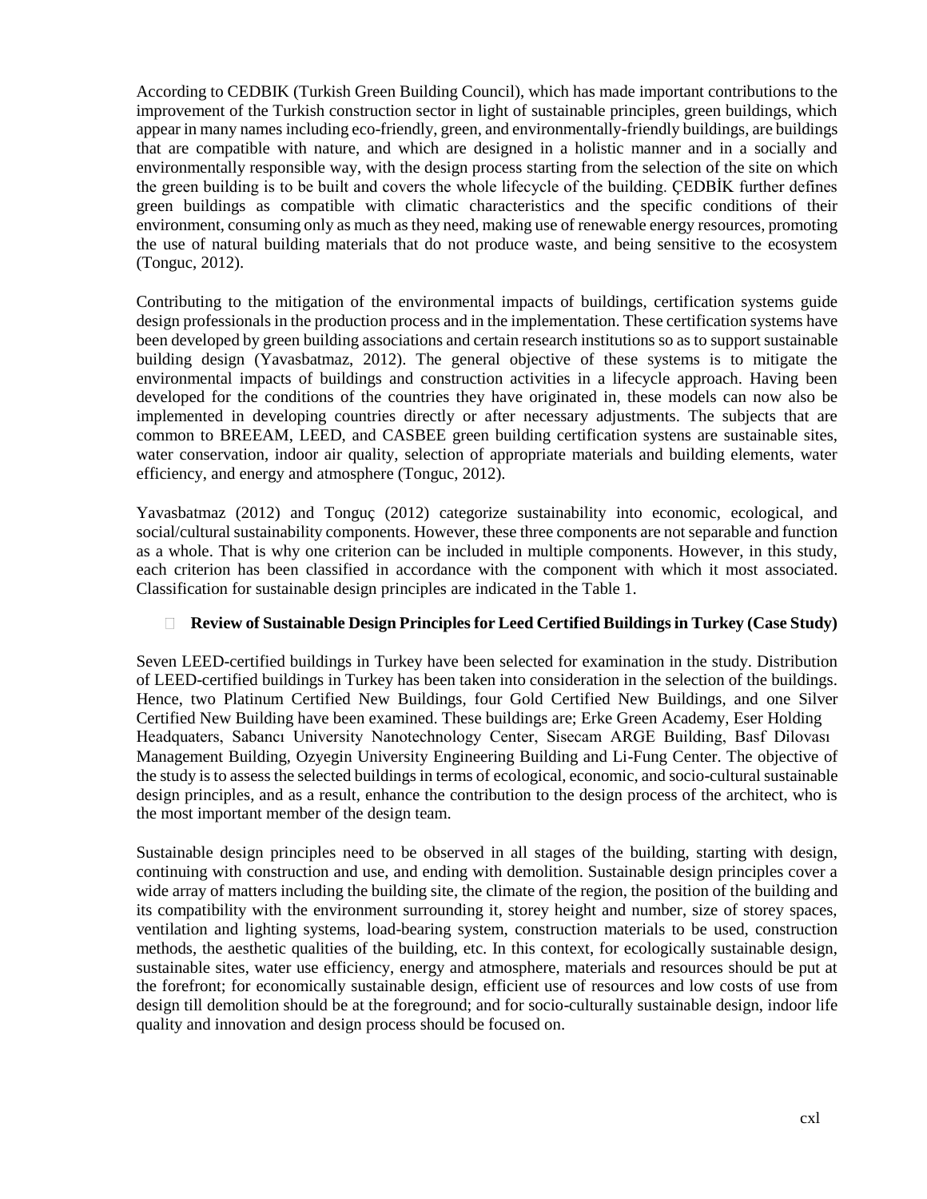According to CEDBIK (Turkish Green Building Council), which has made important contributions to the improvement of the Turkish construction sector in light of sustainable principles, green buildings, which appear in many names including eco-friendly, green, and environmentally-friendly buildings, are buildings that are compatible with nature, and which are designed in a holistic manner and in a socially and environmentally responsible way, with the design process starting from the selection of the site on which the green building is to be built and covers the whole lifecycle of the building. ÇEDBİK further defines green buildings as compatible with climatic characteristics and the specific conditions of their environment, consuming only as much as they need, making use of renewable energy resources, promoting the use of natural building materials that do not produce waste, and being sensitive to the ecosystem (Tonguc, 2012).

Contributing to the mitigation of the environmental impacts of buildings, certification systems guide design professionals in the production process and in the implementation. These certification systems have been developed by green building associations and certain research institutions so as to support sustainable building design (Yavasbatmaz, 2012). The general objective of these systems is to mitigate the environmental impacts of buildings and construction activities in a lifecycle approach. Having been developed for the conditions of the countries they have originated in, these models can now also be implemented in developing countries directly or after necessary adjustments. The subjects that are common to BREEAM, LEED, and CASBEE green building certification systens are sustainable sites, water conservation, indoor air quality, selection of appropriate materials and building elements, water efficiency, and energy and atmosphere (Tonguc, 2012).

Yavasbatmaz (2012) and Tonguç (2012) categorize sustainability into economic, ecological, and social/cultural sustainability components. However, these three components are not separable and function as a whole. That is why one criterion can be included in multiple components. However, in this study, each criterion has been classified in accordance with the component with which it most associated. Classification for sustainable design principles are indicated in the Table 1.

## Review of Sustainable Design Principles for Leed Certified Buildings in Turkey (Case Study)

Seven LEED-certified buildings in Turkey have been selected for examination in the study. Distribution of LEED-certified buildings in Turkey has been taken into consideration in the selection of the buildings. Hence, two Platinum Certified New Buildings, four Gold Certified New Buildings, and one Silver Certified New Building have been examined. These buildings are; Erke Green Academy, Eser Holding Headquaters, Sabancı University Nanotechnology Center, Sisecam ARGE Building, Basf Dilovası Management Building, Ozyegin University Engineering Building and Li-Fung Center. The objective of the study is to assess the selected buildings in terms of ecological, economic, and socio-cultural sustainable design principles, and as a result, enhance the contribution to the design process of the architect, who is the most important member of the design team.

Sustainable design principles need to be observed in all stages of the building, starting with design, continuing with construction and use, and ending with demolition. Sustainable design principles cover a wide array of matters including the building site, the climate of the region, the position of the building and its compatibility with the environment surrounding it, storey height and number, size of storey spaces, ventilation and lighting systems, load-bearing system, construction materials to be used, construction methods, the aesthetic qualities of the building, etc. In this context, for ecologically sustainable design, sustainable sites, water use efficiency, energy and atmosphere, materials and resources should be put at the forefront; for economically sustainable design, efficient use of resources and low costs of use from design till demolition should be at the foreground; and for socio-culturally sustainable design, indoor life quality and innovation and design process should be focused on.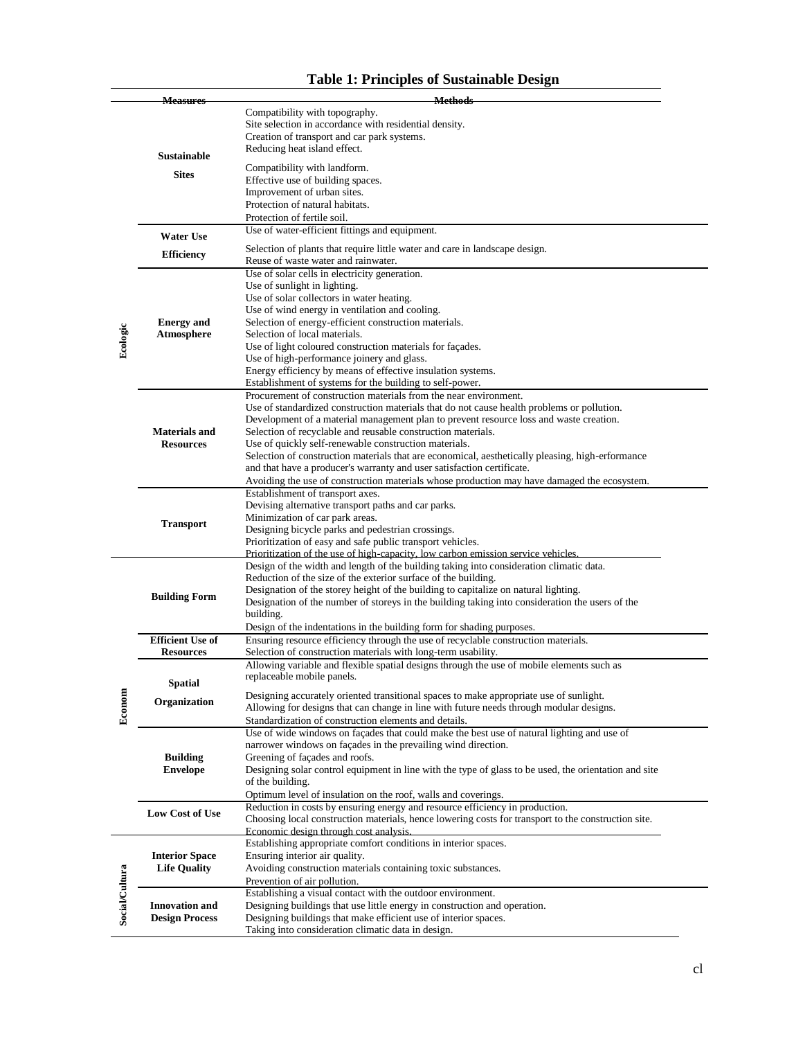### Table 1: Principles of Sustainable Design

| | Measures | Methods |
|---|---|---|
| Ecologic | Sustainable Sites | Compatibility with topography.<br>Site selection in accordance with residential density.<br>Creation of transport and car park systems.<br>Reducing heat island effect.<br>Compatibility with landform.<br>Effective use of building spaces.<br>Improvement of urban sites.<br>Protection of natural habitats.<br>Protection of fertile soil. |
| | Water Use Efficiency | Use of water-efficient fittings and equipment.<br>Selection of plants that require little water and care in landscape design.<br>Reuse of waste water and rainwater. |
| | Energy and Atmosphere | Use of solar cells in electricity generation.<br>Use of sunlight in lighting.<br>Use of solar collectors in water heating.<br>Use of wind energy in ventilation and cooling.<br>Selection of energy-efficient construction materials.<br>Selection of local materials.<br>Use of light coloured construction materials for façades.<br>Use of high-performance joinery and glass.<br>Energy efficiency by means of effective insulation systems.<br>Establishment of systems for the building to self-power. |
| | Materials and Resources | Procurement of construction materials from the near environment.<br>Use of standardized construction materials that do not cause health problems or pollution.<br>Development of a material management plan to prevent resource loss and waste creation.<br>Selection of recyclable and reusable construction materials.<br>Use of quickly self-renewable construction materials.<br>Selection of construction materials that are economical, aesthetically pleasing, high-erformance and that have a producer's warranty and user satisfaction certificate.<br>Avoiding the use of construction materials whose production may have damaged the ecosystem. |
| | Transport | Establishment of transport axes.<br>Devising alternative transport paths and car parks.<br>Minimization of car park areas.<br>Designing bicycle parks and pedestrian crossings.<br>Prioritization of easy and safe public transport vehicles.<br>Prioritization of the use of high-capacity, low carbon emission service vehicles. |
| Econom | Building Form | Design of the width and length of the building taking into consideration climatic data.<br>Reduction of the size of the exterior surface of the building.<br>Designation of the storey height of the building to capitalize on natural lighting.<br>Designation of the number of storeys in the building taking into consideration the users of the building.<br>Design of the indentations in the building form for shading purposes. |
| | Efficient Use of Resources | Ensuring resource efficiency through the use of recyclable construction materials.<br>Selection of construction materials with long-term usability. |
| | Spatial Organization | Allowing variable and flexible spatial designs through the use of mobile elements such as replaceable mobile panels.<br>Designing accurately oriented transitional spaces to make appropriate use of sunlight.<br>Allowing for designs that can change in line with future needs through modular designs.<br>Standardization of construction elements and details. |
| | Building Envelope | Use of wide windows on façades that could make the best use of natural lighting and use of narrower windows on façades in the prevailing wind direction.<br>Greening of façades and roofs.<br>Designing solar control equipment in line with the type of glass to be used, the orientation and site of the building.<br>Optimum level of insulation on the roof, walls and coverings. |
| | Low Cost of Use | Reduction in costs by ensuring energy and resource efficiency in production.<br>Choosing local construction materials, hence lowering costs for transport to the construction site.<br>Economic design through cost analysis. |
| Social/Cultura | Interior Space Life Quality | Establishing appropriate comfort conditions in interior spaces.<br>Ensuring interior air quality.<br>Avoiding construction materials containing toxic substances.<br>Prevention of air pollution. |
| | Innovation and Design Process | Establishing a visual contact with the outdoor environment.<br>Designing buildings that use little energy in construction and operation.<br>Designing buildings that make efficient use of interior spaces.<br>Taking into consideration climatic data in design. |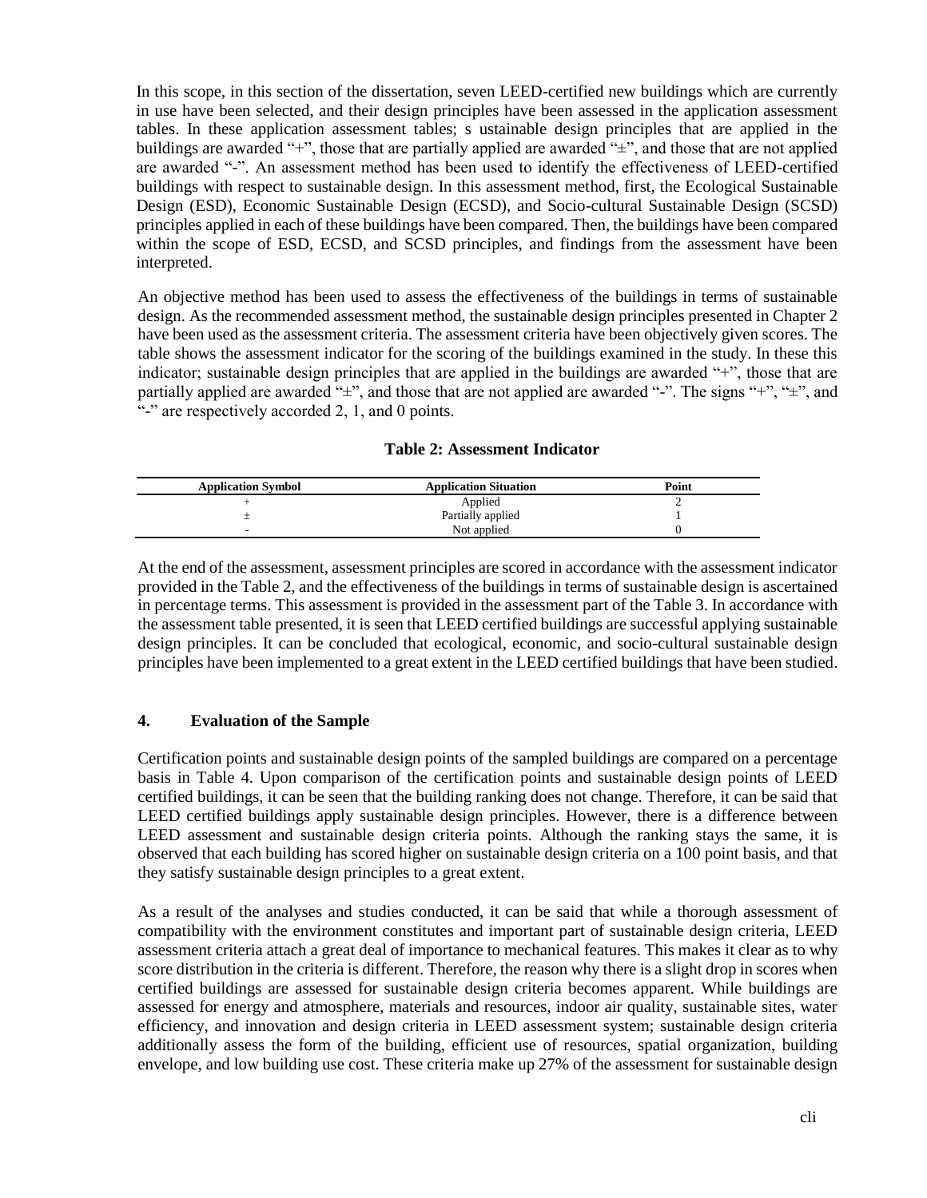In this scope, in this section of the dissertation, seven LEED-certified new buildings which are currently in use have been selected, and their design principles have been assessed in the application assessment tables. In these application assessment tables; s ustainable design principles that are applied in the buildings are awarded "+", those that are partially applied are awarded "±", and those that are not applied are awarded "-". An assessment method has been used to identify the effectiveness of LEED-certified buildings with respect to sustainable design. In this assessment method, first, the Ecological Sustainable Design (ESD), Economic Sustainable Design (ECSD), and Socio-cultural Sustainable Design (SCSD) principles applied in each of these buildings have been compared. Then, the buildings have been compared within the scope of ESD, ECSD, and SCSD principles, and findings from the assessment have been interpreted.

An objective method has been used to assess the effectiveness of the buildings in terms of sustainable design. As the recommended assessment method, the sustainable design principles presented in Chapter 2 have been used as the assessment criteria. The assessment criteria have been objectively given scores. The table shows the assessment indicator for the scoring of the buildings examined in the study. In these this indicator; sustainable design principles that are applied in the buildings are awarded "+", those that are partially applied are awarded "±", and those that are not applied are awarded "-". The signs "+", "±", and "-" are respectively accorded 2, 1, and 0 points.

**Table 2: Assessment Indicator**

| Application Symbol | Application Situation | Point |
|---|---|---|
| + | Applied | 2 |
| ± | Partially applied | 1 |
| - | Not applied | 0 |

At the end of the assessment, assessment principles are scored in accordance with the assessment indicator provided in the Table 2, and the effectiveness of the buildings in terms of sustainable design is ascertained in percentage terms. This assessment is provided in the assessment part of the Table 3. In accordance with the assessment table presented, it is seen that LEED certified buildings are successful applying sustainable design principles. It can be concluded that ecological, economic, and socio-cultural sustainable design principles have been implemented to a great extent in the LEED certified buildings that have been studied.

## 4. Evaluation of the Sample

Certification points and sustainable design points of the sampled buildings are compared on a percentage basis in Table 4. Upon comparison of the certification points and sustainable design points of LEED certified buildings, it can be seen that the building ranking does not change. Therefore, it can be said that LEED certified buildings apply sustainable design principles. However, there is a difference between LEED assessment and sustainable design criteria points. Although the ranking stays the same, it is observed that each building has scored higher on sustainable design criteria on a 100 point basis, and that they satisfy sustainable design principles to a great extent.

As a result of the analyses and studies conducted, it can be said that while a thorough assessment of compatibility with the environment constitutes and important part of sustainable design criteria, LEED assessment criteria attach a great deal of importance to mechanical features. This makes it clear as to why score distribution in the criteria is different. Therefore, the reason why there is a slight drop in scores when certified buildings are assessed for sustainable design criteria becomes apparent. While buildings are assessed for energy and atmosphere, materials and resources, indoor air quality, sustainable sites, water efficiency, and innovation and design criteria in LEED assessment system; sustainable design criteria additionally assess the form of the building, efficient use of resources, spatial organization, building envelope, and low building use cost. These criteria make up 27% of the assessment for sustainable design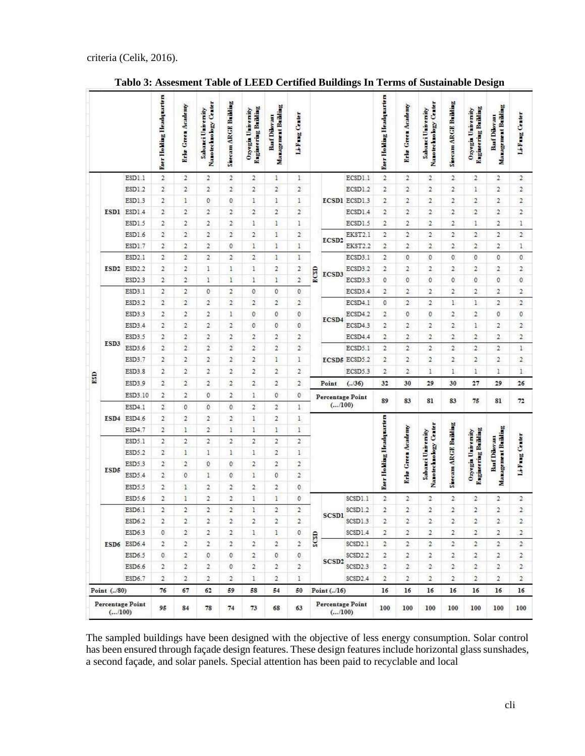criteria (Celik, 2016).

**Tablo 3: Assesment Table of LEED Certified Buildings In Terms of Sustainable Design**

| | | | Eser Holding Headquarters | Erke Green Academy | Sabanci University Nanotechnology Center | Sisecam ARGE Building | Ozyegin University Engineering Building | Rauf Dilovan Management Building | Li-Fung Center |
|---|---|---|---|---|---|---|---|---|---|
| ESD | ESD1 | ESD1.1 | 2 | 2 | 2 | 2 | 2 | 1 | 1 |
| | | ESD1.2 | 2 | 2 | 2 | 2 | 2 | 2 | 2 |
| | | ESD1.3 | 2 | 1 | 0 | 0 | 1 | 1 | 1 |
| | | ESD1.4 | 2 | 2 | 2 | 2 | 2 | 2 | 2 |
| | | ESD1.5 | 2 | 2 | 2 | 2 | 1 | 1 | 1 |
| | | ESD1.6 | 2 | 2 | 2 | 2 | 2 | 1 | 2 |
| | | ESD1.7 | 2 | 2 | 2 | 0 | 1 | 1 | 1 |
| | ESD2 | ESD2.1 | 2 | 2 | 2 | 2 | 2 | 1 | 1 |
| | | ESD2.2 | 2 | 2 | 1 | 1 | 1 | 2 | 2 |
| | | ESD2.3 | 2 | 2 | 1 | 1 | 1 | 1 | 2 |
| | ESD3 | ESD3.1 | 2 | 2 | 0 | 2 | 0 | 0 | 0 |
| | | ESD3.2 | 2 | 2 | 2 | 2 | 2 | 2 | 2 |
| | | ESD3.3 | 2 | 2 | 2 | 1 | 0 | 0 | 0 |
| | | ESD3.4 | 2 | 2 | 2 | 2 | 0 | 0 | 0 |
| | | ESD3.5 | 2 | 2 | 2 | 2 | 2 | 2 | 2 |
| | | ESD3.6 | 2 | 2 | 2 | 2 | 2 | 2 | 2 |
| | | ESD3.7 | 2 | 2 | 2 | 2 | 2 | 1 | 1 |
| | | ESD3.8 | 2 | 2 | 2 | 2 | 2 | 2 | 2 |
| | | ESD3.9 | 2 | 2 | 2 | 2 | 2 | 2 | 2 |
| | | ESD3.10 | 2 | 2 | 0 | 2 | 1 | 0 | 0 |
| | ESD4 | ESD4.1 | 2 | 0 | 0 | 0 | 2 | 2 | 1 |
| | | ESD4.6 | 2 | 2 | 2 | 2 | 1 | 2 | 1 |
| | | ESD4.7 | 2 | 1 | 2 | 1 | 1 | 1 | 1 |
| | ESD5 | ESD5.1 | 2 | 2 | 2 | 2 | 2 | 2 | 2 |
| | | ESD5.2 | 2 | 1 | 1 | 1 | 1 | 2 | 1 |
| | | ESD5.3 | 2 | 2 | 0 | 0 | 2 | 2 | 2 |
| | | ESD5.4 | 2 | 0 | 1 | 0 | 1 | 0 | 2 |
| | | ESD5.5 | 2 | 1 | 2 | 2 | 2 | 2 | 0 |
| | | ESD5.6 | 2 | 1 | 2 | 2 | 1 | 1 | 0 |
| | ESD6 | ESD6.1 | 2 | 2 | 2 | 2 | 1 | 2 | 2 |
| | | ESD6.2 | 2 | 2 | 2 | 2 | 2 | 2 | 2 |
| | | ESD6.3 | 0 | 2 | 2 | 2 | 1 | 1 | 0 |
| | | ESD6.4 | 2 | 2 | 2 | 2 | 2 | 2 | 2 |
| | | ESD6.5 | 0 | 2 | 0 | 0 | 2 | 0 | 0 |
| | | ESD6.6 | 2 | 2 | 2 | 0 | 2 | 2 | 2 |
| | | ESD6.7 | 2 | 2 | 2 | 2 | 1 | 2 | 1 |
| Point (../80) | | | 76 | 67 | 62 | 59 | 58 | 54 | 50 |
| Percentage Point (.../100) | | | 95 | 84 | 78 | 74 | 73 | 68 | 63 |

| | | | Eser Holding Headquarters | Erke Green Academy | Sabanci University Nanotechnology Center | Sisecam ARGE Building | Ozyegin University Engineering Building | Rauf Dilovan Management Building | Li-Fung Center |
|---|---|---|---|---|---|---|---|---|---|
| ECSD | ECSD1 | ECSD1.1 | 2 | 2 | 2 | 2 | 2 | 2 | 2 |
| | | ECSD1.2 | 2 | 2 | 2 | 2 | 1 | 2 | 2 |
| | | ECSD1.3 | 2 | 2 | 2 | 2 | 2 | 2 | 2 |
| | | ECSD1.4 | 2 | 2 | 2 | 2 | 2 | 2 | 2 |
| | | ECSD1.5 | 2 | 2 | 2 | 2 | 1 | 2 | 1 |
| | ECSD2 | EKST2.1 | 2 | 2 | 2 | 2 | 2 | 2 | 2 |
| | | EKST2.2 | 2 | 2 | 2 | 2 | 2 | 2 | 1 |
| | ECSD3 | ECSD3.1 | 2 | 0 | 0 | 0 | 0 | 0 | 0 |
| | | ECSD3.2 | 2 | 2 | 2 | 2 | 2 | 2 | 2 |
| | | ECSD3.3 | 0 | 0 | 0 | 0 | 0 | 0 | 0 |
| | | ECSD3.4 | 2 | 2 | 2 | 2 | 2 | 2 | 2 |
| | ECSD4 | ECSD4.1 | 0 | 2 | 2 | 1 | 1 | 2 | 2 |
| | | ECSD4.2 | 2 | 0 | 0 | 2 | 2 | 0 | 0 |
| | | ECSD4.3 | 2 | 2 | 2 | 2 | 1 | 2 | 2 |
| | | ECSD4.4 | 2 | 2 | 2 | 2 | 2 | 2 | 2 |
| | ECSD5 | ECSD5.1 | 2 | 2 | 2 | 2 | 2 | 2 | 1 |
| | | ECSD5.2 | 2 | 2 | 2 | 2 | 2 | 2 | 2 |
| | | ECSD5.3 | 2 | 2 | 1 | 1 | 1 | 1 | 1 |
| Point (../36) | | | 32 | 30 | 29 | 30 | 27 | 29 | 26 |
| Percentage Point (.../100) | | | 89 | 83 | 81 | 83 | 75 | 81 | 72 |

| | | | Eser Holding Headquarters | Erke Green Academy | Sabanci University Nanotechnology Center | Sisecam ARGE Building | Ozyegin University Engineering Building | Rauf Dilovan Management Building | Li-Fung Center |
|---|---|---|---|---|---|---|---|---|---|
| SCSD | SCSD1 | SCSD1.1 | 2 | 2 | 2 | 2 | 2 | 2 | 2 |
| | | SCSD1.2 | 2 | 2 | 2 | 2 | 2 | 2 | 2 |
| | | SCSD1.3 | 2 | 2 | 2 | 2 | 2 | 2 | 2 |
| | | SCSD1.4 | 2 | 2 | 2 | 2 | 2 | 2 | 2 |
| | SCSD2 | SCSD2.1 | 2 | 2 | 2 | 2 | 2 | 2 | 2 |
| | | SCSD2.2 | 2 | 2 | 2 | 2 | 2 | 2 | 2 |
| | | SCSD2.3 | 2 | 2 | 2 | 2 | 2 | 2 | 2 |
| | | SCSD2.4 | 2 | 2 | 2 | 2 | 2 | 2 | 2 |
| Point (../16) | | | 16 | 16 | 16 | 16 | 16 | 16 | 16 |
| Percentage Point (.../100) | | | 100 | 100 | 100 | 100 | 100 | 100 | 100 |

The sampled buildings have been designed with the objective of less energy consumption. Solar control has been ensured through façade design features. These design features include horizontal glass sunshades, a second façade, and solar panels. Special attention has been paid to recyclable and local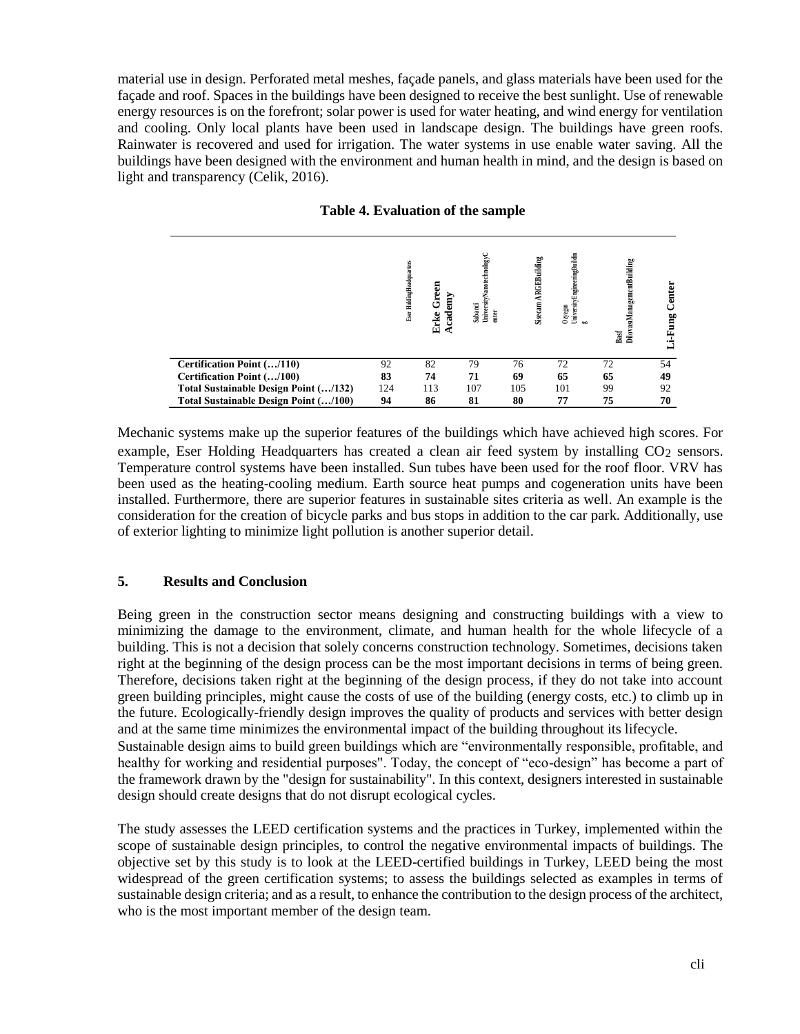material use in design. Perforated metal meshes, façade panels, and glass materials have been used for the façade and roof. Spaces in the buildings have been designed to receive the best sunlight. Use of renewable energy resources is on the forefront; solar power is used for water heating, and wind energy for ventilation and cooling. Only local plants have been used in landscape design. The buildings have green roofs. Rainwater is recovered and used for irrigation. The water systems in use enable water saving. All the buildings have been designed with the environment and human health in mind, and the design is based on light and transparency (Celik, 2016).

**Table 4. Evaluation of the sample**

| | Eser HoldingHeadquarters | Erke Green Academy | Sabanci UniversityNanotechnologyCenter | Sisecam ARGEBuilding | Ozyegin UniversityEngineeringBuilding | Basf DilovasıManagementBuilding | Li-Fung Center |
|---|---|---|---|---|---|---|---|
| **Certification Point (…/110)** | 92 | 82 | 79 | 76 | 72 | 72 | 54 |
| **Certification Point (…/100)** | **83** | **74** | **71** | **69** | **65** | **65** | **49** |
| **Total Sustainable Design Point (…/132)** | 124 | 113 | 107 | 105 | 101 | 99 | 92 |
| **Total Sustainable Design Point (…/100)** | **94** | **86** | **81** | **80** | **77** | **75** | **70** |

Mechanic systems make up the superior features of the buildings which have achieved high scores. For example, Eser Holding Headquarters has created a clean air feed system by installing $CO_2$ sensors. Temperature control systems have been installed. Sun tubes have been used for the roof floor. VRV has been used as the heating-cooling medium. Earth source heat pumps and cogeneration units have been installed. Furthermore, there are superior features in sustainable sites criteria as well. An example is the consideration for the creation of bicycle parks and bus stops in addition to the car park. Additionally, use of exterior lighting to minimize light pollution is another superior detail.

## 5. Results and Conclusion

Being green in the construction sector means designing and constructing buildings with a view to minimizing the damage to the environment, climate, and human health for the whole lifecycle of a building. This is not a decision that solely concerns construction technology. Sometimes, decisions taken right at the beginning of the design process can be the most important decisions in terms of being green. Therefore, decisions taken right at the beginning of the design process, if they do not take into account green building principles, might cause the costs of use of the building (energy costs, etc.) to climb up in the future. Ecologically-friendly design improves the quality of products and services with better design and at the same time minimizes the environmental impact of the building throughout its lifecycle.

Sustainable design aims to build green buildings which are "environmentally responsible, profitable, and healthy for working and residential purposes". Today, the concept of "eco-design" has become a part of the framework drawn by the "design for sustainability". In this context, designers interested in sustainable design should create designs that do not disrupt ecological cycles.

The study assesses the LEED certification systems and the practices in Turkey, implemented within the scope of sustainable design principles, to control the negative environmental impacts of buildings. The objective set by this study is to look at the LEED-certified buildings in Turkey, LEED being the most widespread of the green certification systems; to assess the buildings selected as examples in terms of sustainable design criteria; and as a result, to enhance the contribution to the design process of the architect, who is the most important member of the design team.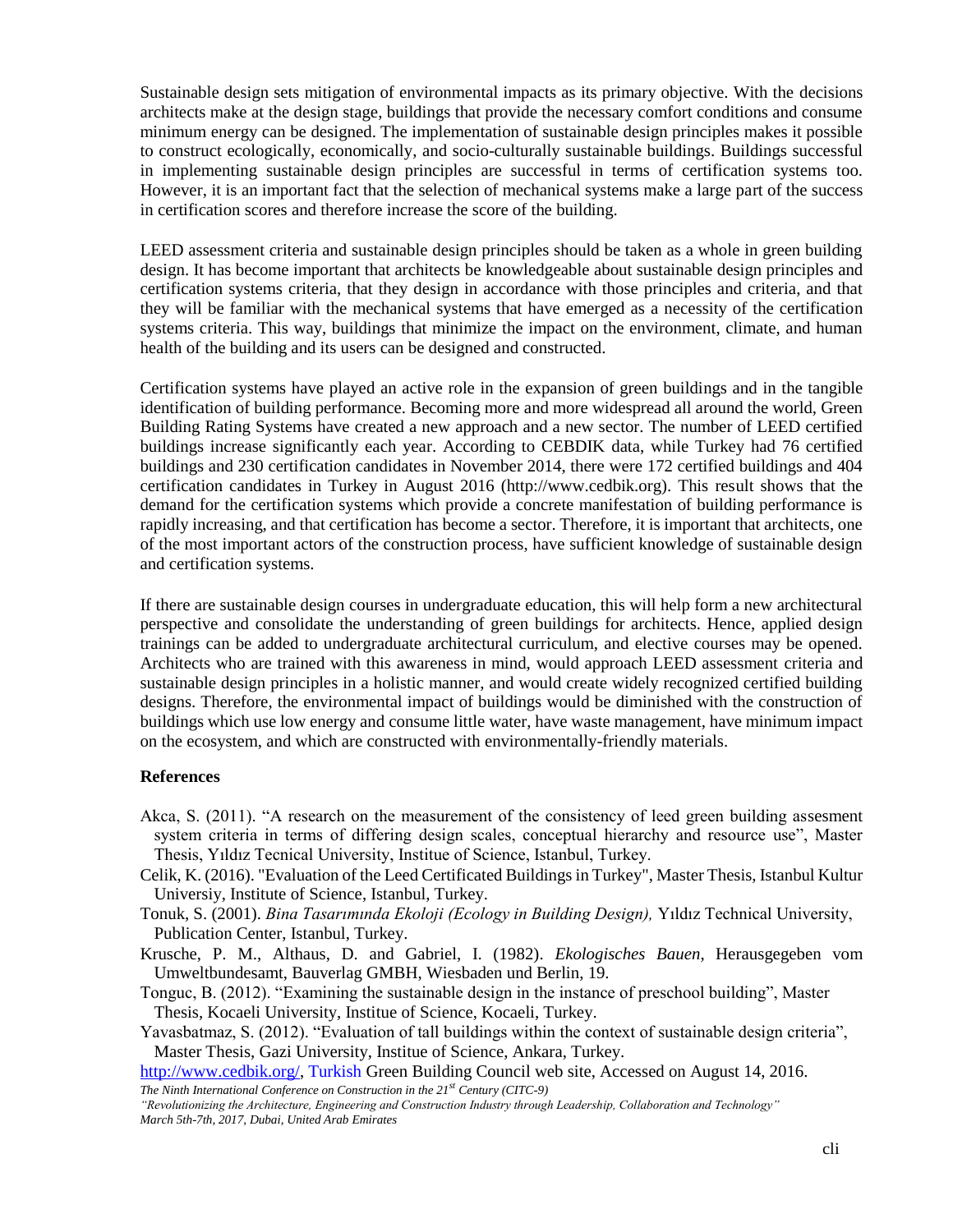Sustainable design sets mitigation of environmental impacts as its primary objective. With the decisions architects make at the design stage, buildings that provide the necessary comfort conditions and consume minimum energy can be designed. The implementation of sustainable design principles makes it possible to construct ecologically, economically, and socio-culturally sustainable buildings. Buildings successful in implementing sustainable design principles are successful in terms of certification systems too. However, it is an important fact that the selection of mechanical systems make a large part of the success in certification scores and therefore increase the score of the building.

LEED assessment criteria and sustainable design principles should be taken as a whole in green building design. It has become important that architects be knowledgeable about sustainable design principles and certification systems criteria, that they design in accordance with those principles and criteria, and that they will be familiar with the mechanical systems that have emerged as a necessity of the certification systems criteria. This way, buildings that minimize the impact on the environment, climate, and human health of the building and its users can be designed and constructed.

Certification systems have played an active role in the expansion of green buildings and in the tangible identification of building performance. Becoming more and more widespread all around the world, Green Building Rating Systems have created a new approach and a new sector. The number of LEED certified buildings increase significantly each year. According to CEBDIK data, while Turkey had 76 certified buildings and 230 certification candidates in November 2014, there were 172 certified buildings and 404 certification candidates in Turkey in August 2016 (http://www.cedbik.org). This result shows that the demand for the certification systems which provide a concrete manifestation of building performance is rapidly increasing, and that certification has become a sector. Therefore, it is important that architects, one of the most important actors of the construction process, have sufficient knowledge of sustainable design and certification systems.

If there are sustainable design courses in undergraduate education, this will help form a new architectural perspective and consolidate the understanding of green buildings for architects. Hence, applied design trainings can be added to undergraduate architectural curriculum, and elective courses may be opened. Architects who are trained with this awareness in mind, would approach LEED assessment criteria and sustainable design principles in a holistic manner, and would create widely recognized certified building designs. Therefore, the environmental impact of buildings would be diminished with the construction of buildings which use low energy and consume little water, have waste management, have minimum impact on the ecosystem, and which are constructed with environmentally-friendly materials.

## References

Akca, S. (2011). "A research on the measurement of the consistency of leed green building assesment system criteria in terms of differing design scales, conceptual hierarchy and resource use", Master Thesis, Yıldız Tecnical University, Institue of Science, Istanbul, Turkey.

Celik, K. (2016). "Evaluation of the Leed Certificated Buildings in Turkey", Master Thesis, Istanbul Kultur Universiy, Institute of Science, Istanbul, Turkey.

Tonuk, S. (2001). *Bina Tasarımında Ekoloji (Ecology in Building Design),* Yıldız Technical University, Publication Center, Istanbul, Turkey.

Krusche, P. M., Althaus, D. and Gabriel, I. (1982). *Ekologisches Bauen,* Herausgegeben vom Umweltbundesamt, Bauverlag GMBH, Wiesbaden und Berlin, 19.

Tonguc, B. (2012). "Examining the sustainable design in the instance of preschool building", Master Thesis, Kocaeli University, Institue of Science, Kocaeli, Turkey.

Yavasbatmaz, S. (2012). "Evaluation of tall buildings within the context of sustainable design criteria", Master Thesis, Gazi University, Institue of Science, Ankara, Turkey.

http://www.cedbik.org/, Turkish Green Building Council web site, Accessed on August 14, 2016.